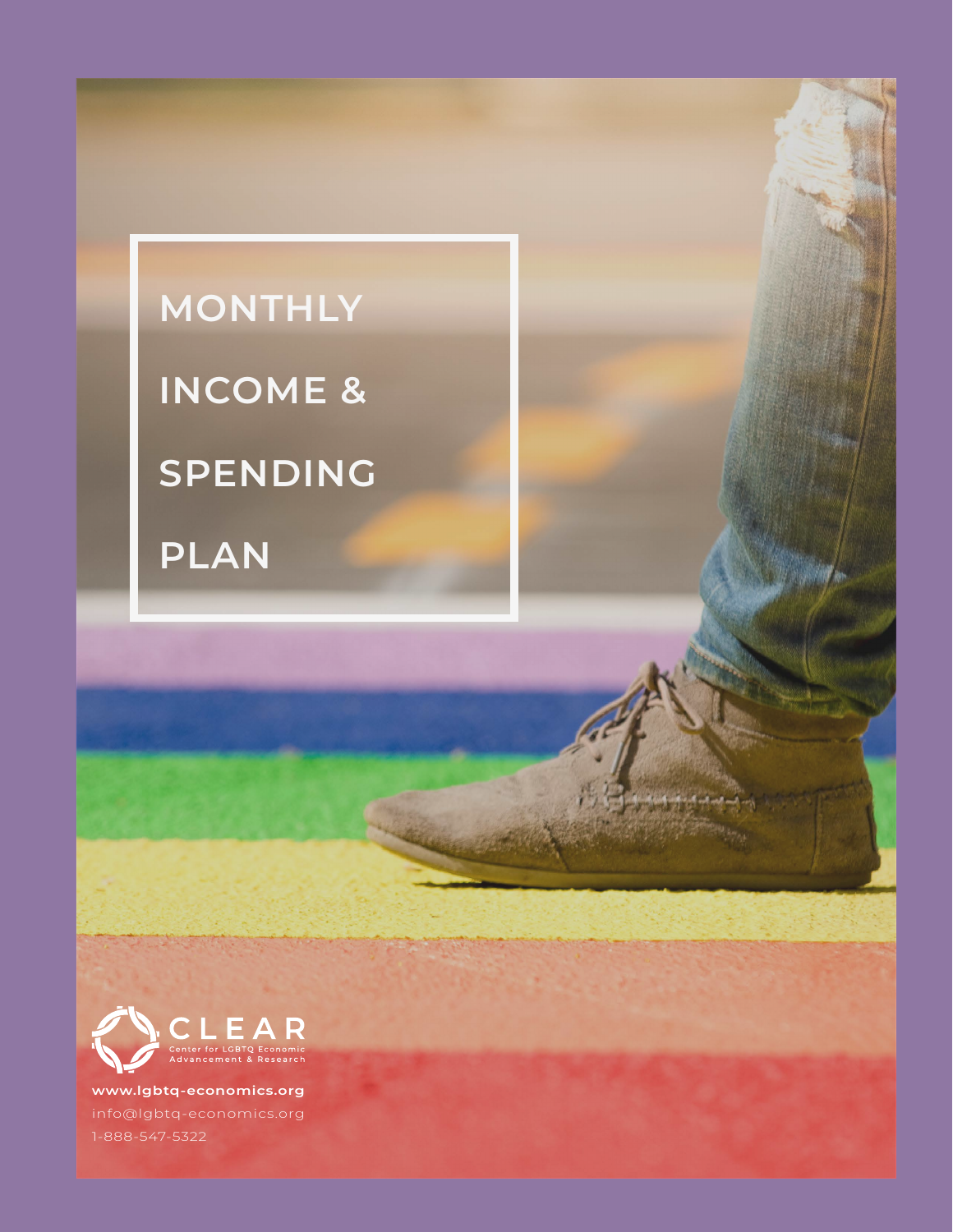# MONTHLY INCOME & SPENDING PLAN

**CLEAR**
Center for LGBTQ Economic Advancement & Research

**www.lgbtq-economics.org**
info@lgbtq-economics.org
1-888-547-5322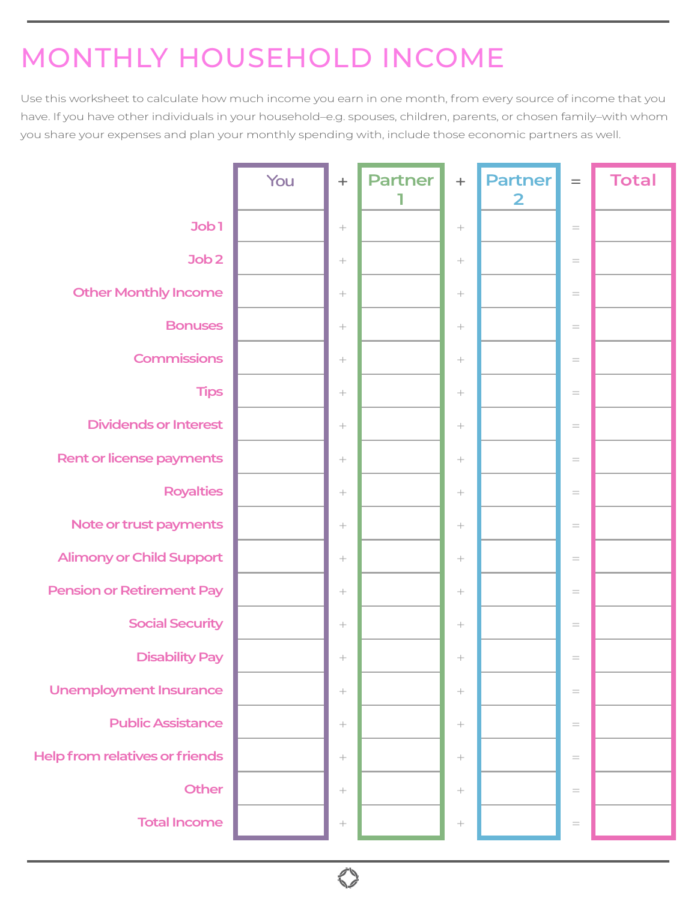# MONTHLY HOUSEHOLD INCOME

Use this worksheet to calculate how much income you earn in one month, from every source of income that you have. If you have other individuals in your household–e.g. spouses, children, parents, or chosen family–with whom you share your expenses and plan your monthly spending with, include those economic partners as well.

| | You | + | Partner 1 | + | Partner 2 | = | Total |
|---|---|---|---|---|---|---|---|
| Job 1 | | + | | + | | = | |
| Job 2 | | + | | + | | = | |
| Other Monthly Income | | + | | + | | = | |
| Bonuses | | + | | + | | = | |
| Commissions | | + | | + | | = | |
| Tips | | + | | + | | = | |
| Dividends or Interest | | + | | + | | = | |
| Rent or license payments | | + | | + | | = | |
| Royalties | | + | | + | | = | |
| Note or trust payments | | + | | + | | = | |
| Alimony or Child Support | | + | | + | | = | |
| Pension or Retirement Pay | | + | | + | | = | |
| Social Security | | + | | + | | = | |
| Disability Pay | | + | | + | | = | |
| Unemployment Insurance | | + | | + | | = | |
| Public Assistance | | + | | + | | = | |
| Help from relatives or friends | | + | | + | | = | |
| Other | | + | | + | | = | |
| Total Income | | + | | + | | = | |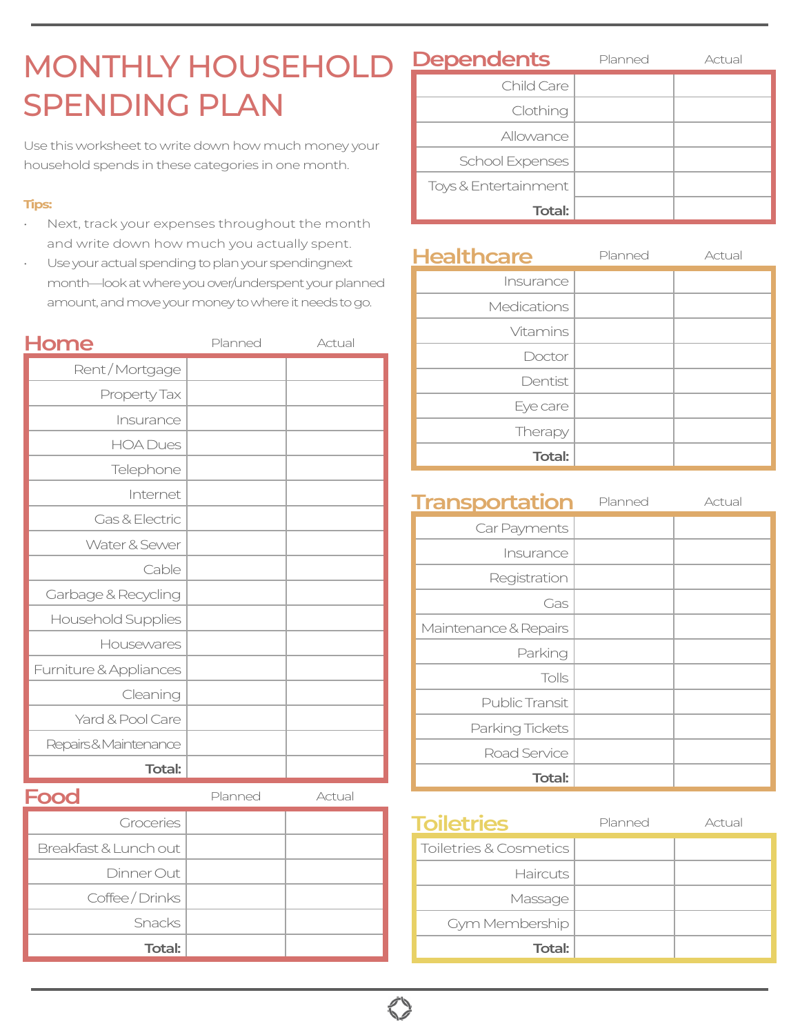# MONTHLY HOUSEHOLD SPENDING PLAN

Use this worksheet to write down how much money your household spends in these categories in one month.

**Tips:**

- Next, track your expenses throughout the month and write down how much you actually spent.
- Use your actual spending to plan your spendingnext month—look at where you over/underspent your planned amount, and move your money to where it needs to go.

## Home

| | Planned | Actual |
|---|---|---|
| Rent / Mortgage | | |
| Property Tax | | |
| Insurance | | |
| HOA Dues | | |
| Telephone | | |
| Internet | | |
| Gas & Electric | | |
| Water & Sewer | | |
| Cable | | |
| Garbage & Recycling | | |
| Household Supplies | | |
| Housewares | | |
| Furniture & Appliances | | |
| Cleaning | | |
| Yard & Pool Care | | |
| Repairs & Maintenance | | |
| **Total:** | | |

## Food

| | Planned | Actual |
|---|---|---|
| Groceries | | |
| Breakfast & Lunch out | | |
| Dinner Out | | |
| Coffee / Drinks | | |
| Snacks | | |
| **Total:** | | |

## Dependents

| | Planned | Actual |
|---|---|---|
| Child Care | | |
| Clothing | | |
| Allowance | | |
| School Expenses | | |
| Toys & Entertainment | | |
| **Total:** | | |

## Healthcare

| | Planned | Actual |
|---|---|---|
| Insurance | | |
| Medications | | |
| Vitamins | | |
| Doctor | | |
| Dentist | | |
| Eye care | | |
| Therapy | | |
| **Total:** | | |

## Transportation

| | Planned | Actual |
|---|---|---|
| Car Payments | | |
| Insurance | | |
| Registration | | |
| Gas | | |
| Maintenance & Repairs | | |
| Parking | | |
| Tolls | | |
| Public Transit | | |
| Parking Tickets | | |
| Road Service | | |
| **Total:** | | |

## Toiletries

| | Planned | Actual |
|---|---|---|
| Toiletries & Cosmetics | | |
| Haircuts | | |
| Massage | | |
| Gym Membership | | |
| **Total:** | | |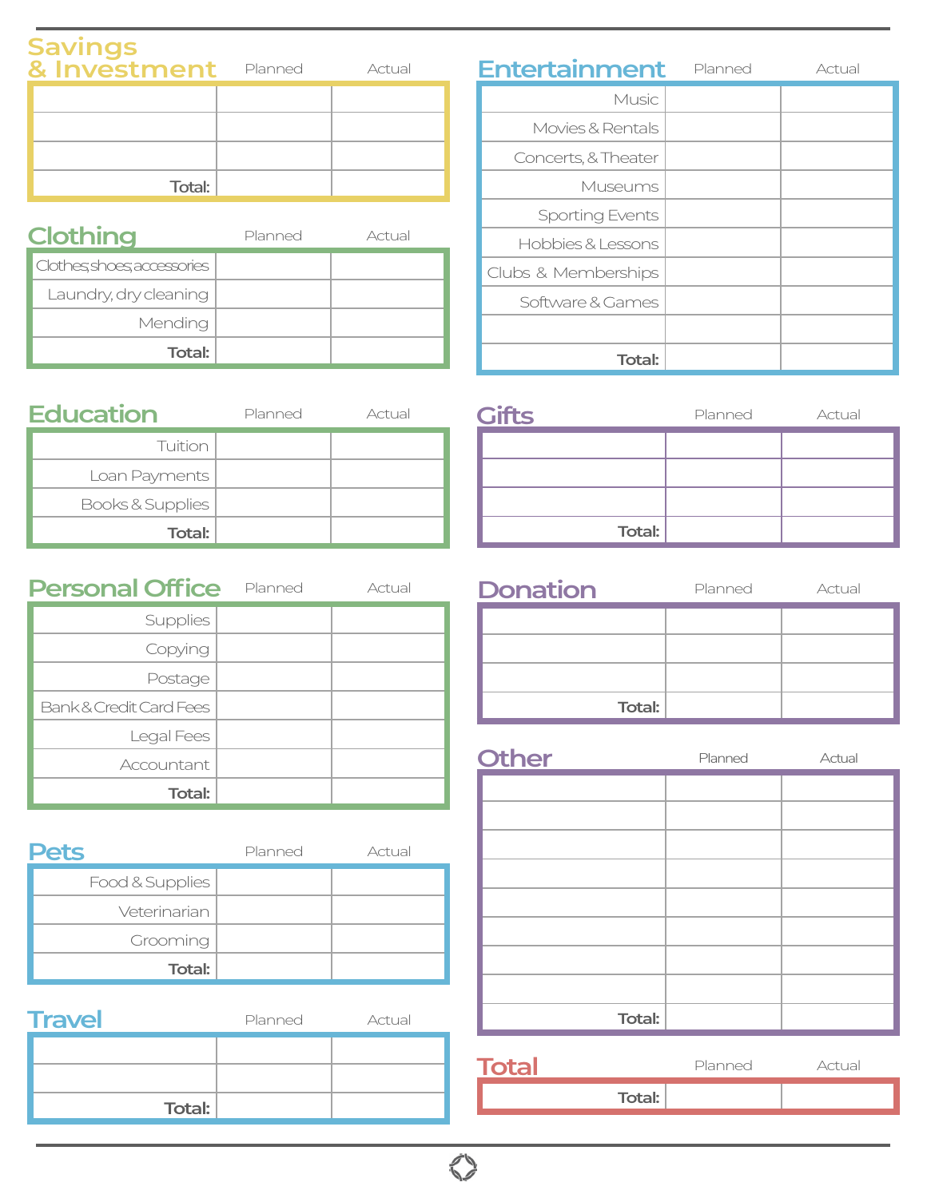## Savings & Investment

| | Planned | Actual |
|---|---|---|
| | | |
| | | |
| | | |
| **Total:** | | |

## Clothing

| | Planned | Actual |
|---|---|---|
| Clothes, shoes, accessories | | |
| Laundry, dry cleaning | | |
| Mending | | |
| **Total:** | | |

## Education

| | Planned | Actual |
|---|---|---|
| Tuition | | |
| Loan Payments | | |
| Books & Supplies | | |
| **Total:** | | |

## Personal Office

| | Planned | Actual |
|---|---|---|
| Supplies | | |
| Copying | | |
| Postage | | |
| Bank & Credit Card Fees | | |
| Legal Fees | | |
| Accountant | | |
| **Total:** | | |

## Pets

| | Planned | Actual |
|---|---|---|
| Food & Supplies | | |
| Veterinarian | | |
| Grooming | | |
| **Total:** | | |

## Travel

| | Planned | Actual |
|---|---|---|
| | | |
| | | |
| **Total:** | | |

## Entertainment

| | Planned | Actual |
|---|---|---|
| Music | | |
| Movies & Rentals | | |
| Concerts, & Theater | | |
| Museums | | |
| Sporting Events | | |
| Hobbies & Lessons | | |
| Clubs & Memberships | | |
| Software & Games | | |
| | | |
| **Total:** | | |

## Gifts

| | Planned | Actual |
|---|---|---|
| | | |
| | | |
| | | |
| **Total:** | | |

## Donation

| | Planned | Actual |
|---|---|---|
| | | |
| | | |
| | | |
| **Total:** | | |

## Other

| | Planned | Actual |
|---|---|---|
| | | |
| | | |
| | | |
| | | |
| | | |
| | | |
| | | |
| | | |
| **Total:** | | |

## Total

| | Planned | Actual |
|---|---|---|
| **Total:** | | |